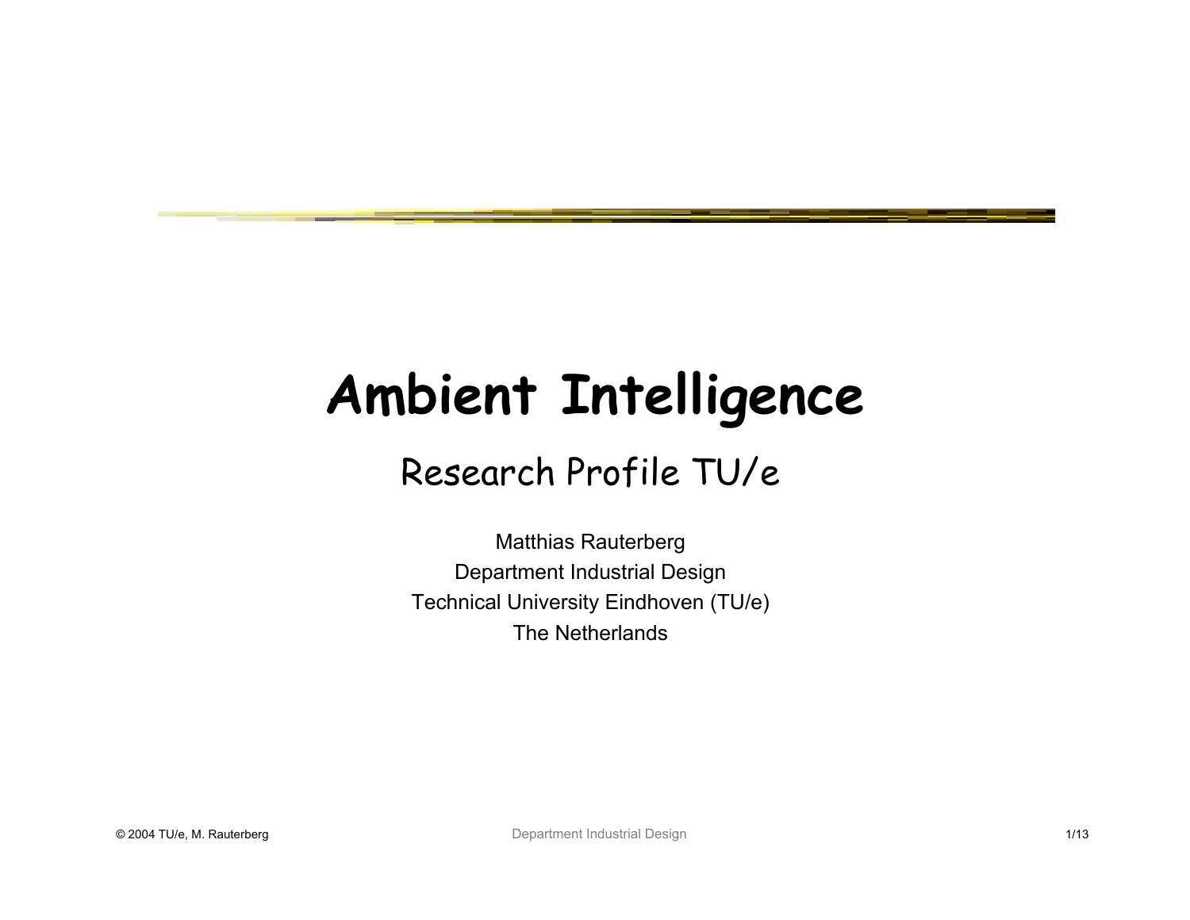# Ambient Intelligence

## Research Profile TU/e

Matthias Rauterberg
Department Industrial Design
Technical University Eindhoven (TU/e)
The Netherlands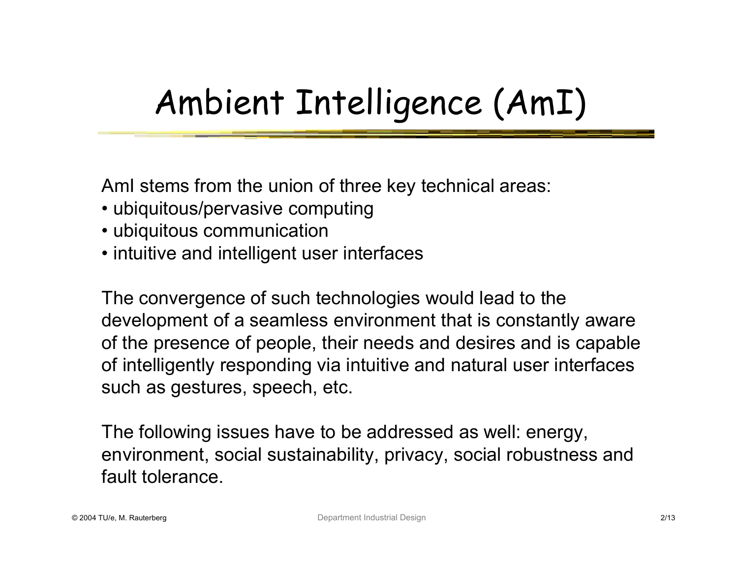# Ambient Intelligence (AmI)

AmI stems from the union of three key technical areas:

- ubiquitous/pervasive computing
- ubiquitous communication
- intuitive and intelligent user interfaces

The convergence of such technologies would lead to the development of a seamless environment that is constantly aware of the presence of people, their needs and desires and is capable of intelligently responding via intuitive and natural user interfaces such as gestures, speech, etc.

The following issues have to be addressed as well: energy, environment, social sustainability, privacy, social robustness and fault tolerance.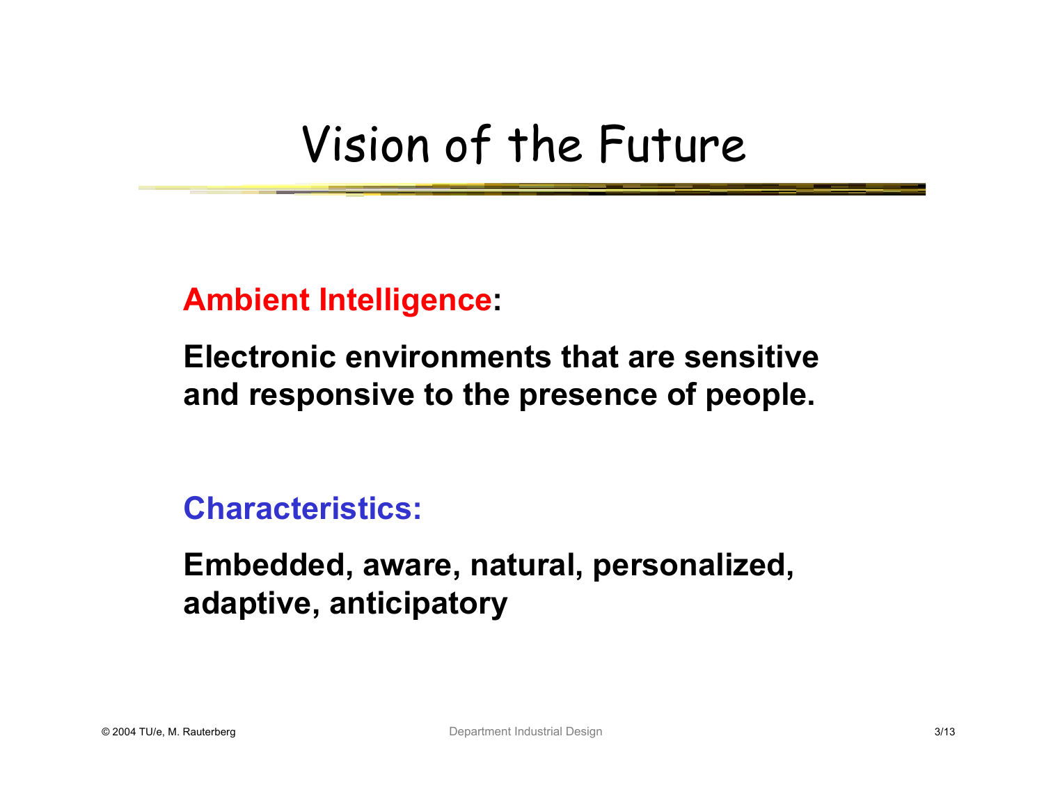# Vision of the Future

**Ambient Intelligence:**

**Electronic environments that are sensitive and responsive to the presence of people.**

**Characteristics:**

**Embedded, aware, natural, personalized, adaptive, anticipatory**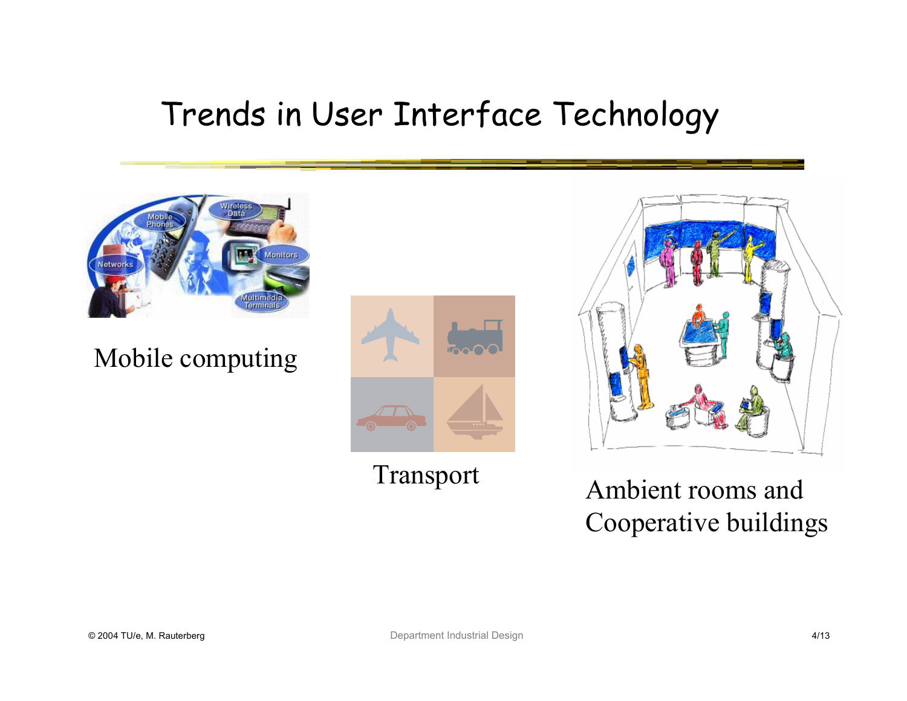# Trends in User Interface Technology

Mobile computing

Transport

Ambient rooms and Cooperative buildings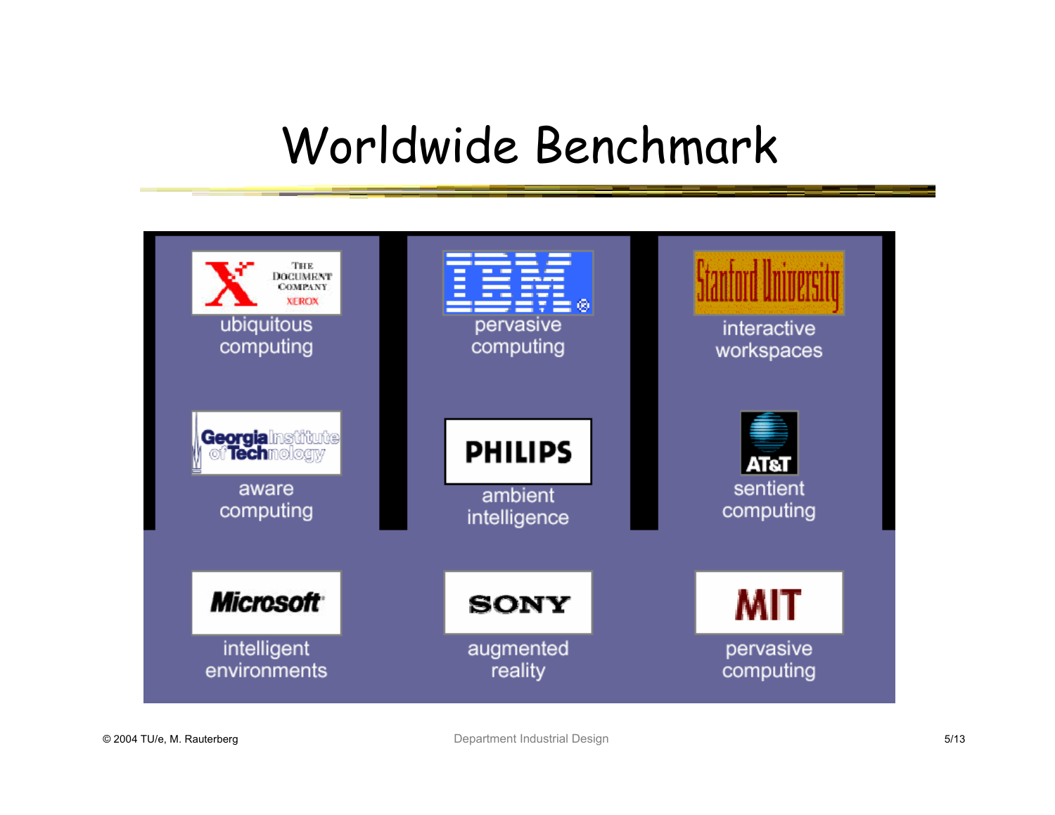# Worldwide Benchmark

| | | |
|---|---|---|
| Xerox (The Document Company) — ubiquitous computing | IBM — pervasive computing | Stanford University — interactive workspaces |
| Georgia Institute of Technology — aware computing | PHILIPS — ambient intelligence | AT&T — sentient computing |
| Microsoft — intelligent environments | SONY — augmented reality | MIT — pervasive computing |

© 2004 TU/e, M. Rauterberg

Department Industrial Design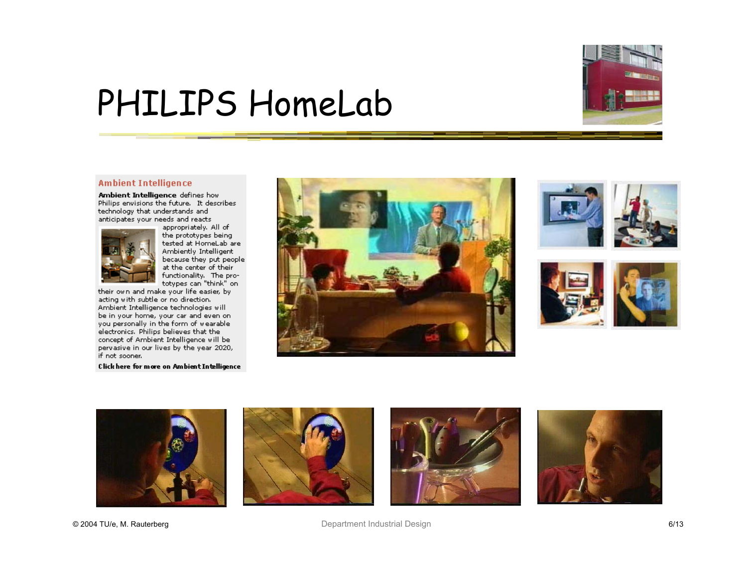# PHILIPS HomeLab

## Ambient Intelligence

**Ambient Intelligence** defines how Philips envisions the future. It describes technology that understands and anticipates your needs and reacts appropriately. All of the prototypes being tested at HomeLab are Ambiently Intelligent because they put people at the center of their functionality. The prototypes can "think" on their own and make your life easier, by acting with subtle or no direction. Ambient Intelligence technologies will be in your home, your car and even on you personally in the form of wearable electronics. Philips believes that the concept of Ambient Intelligence will be pervasive in our lives by the year 2020, if not sooner.

**Click here for more on Ambient Intelligence**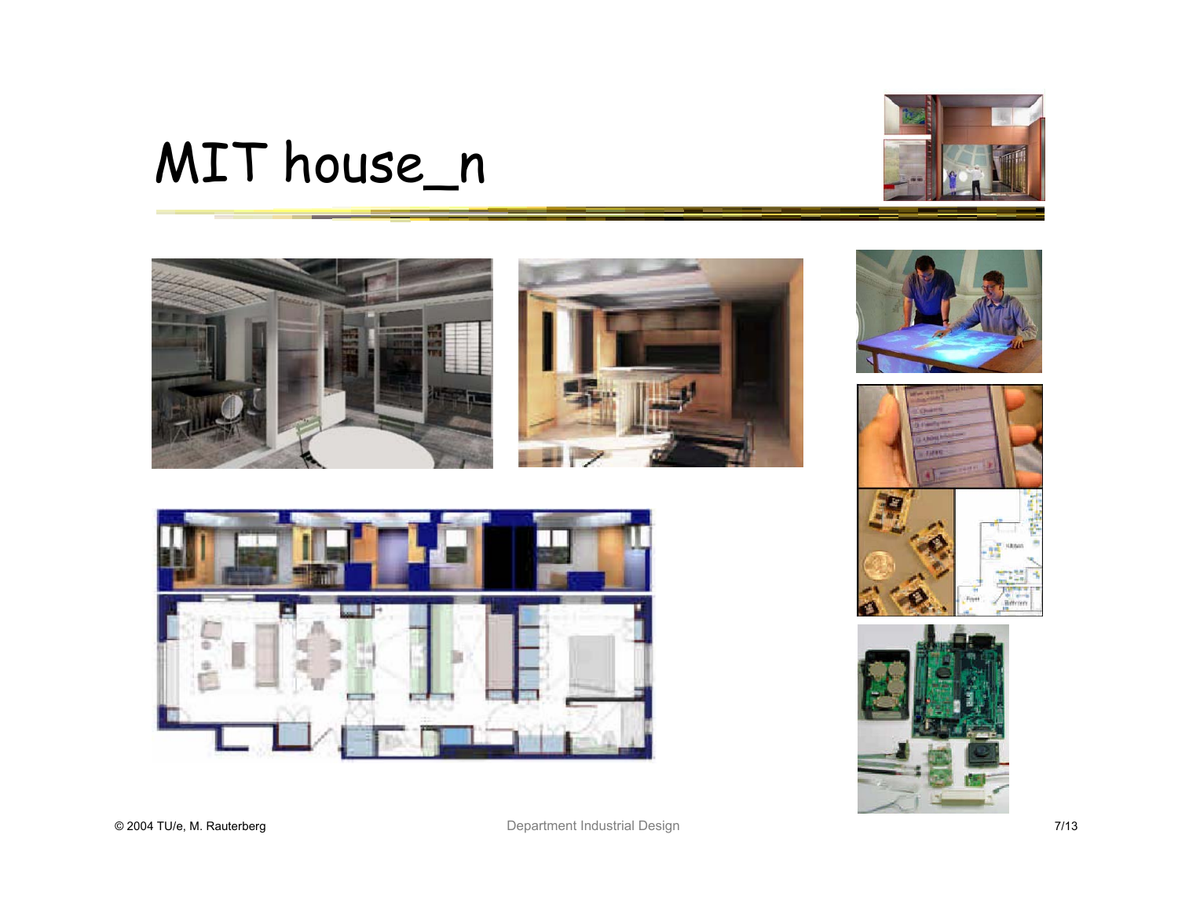# MIT house_n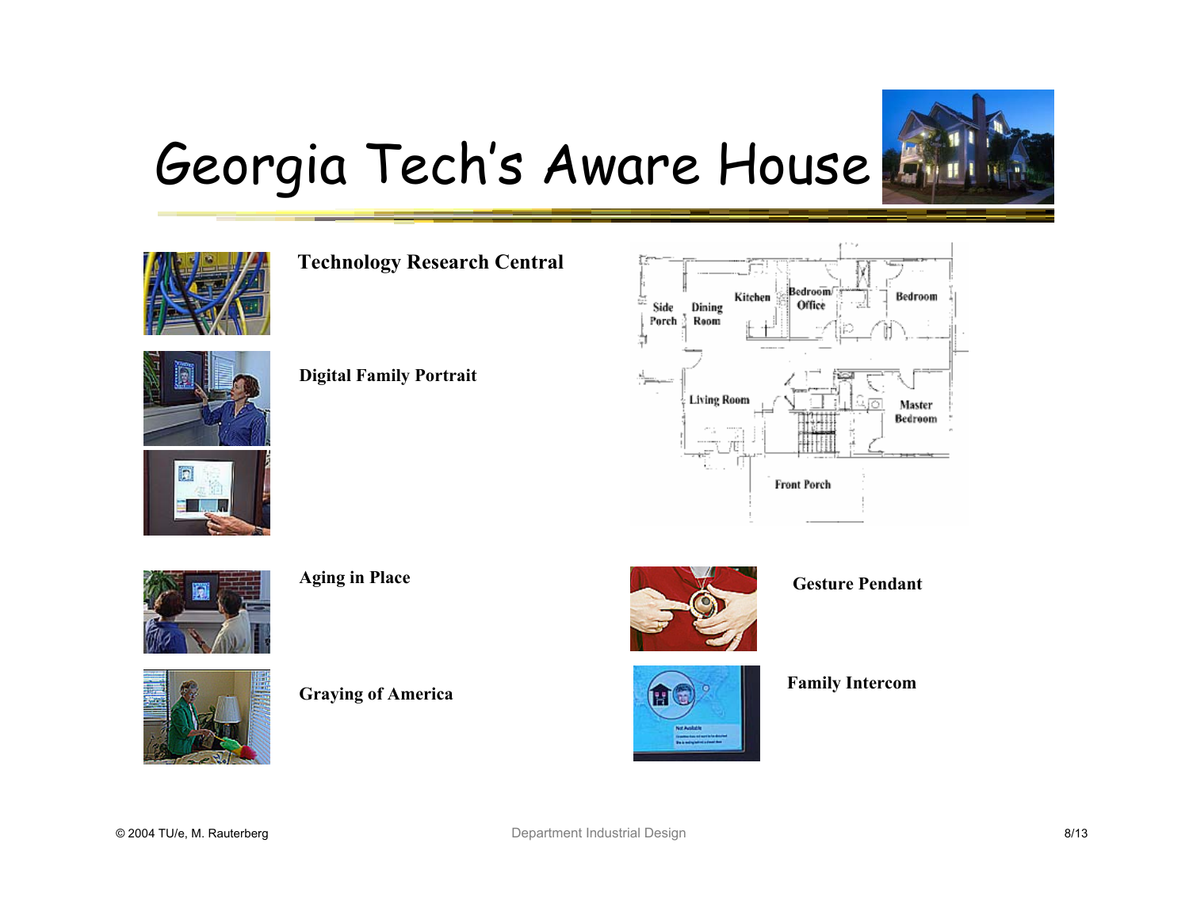# Georgia Tech's Aware House

**Technology Research Central**

**Digital Family Portrait**

**Aging in Place**

**Graying of America**

**Gesture Pendant**

**Family Intercom**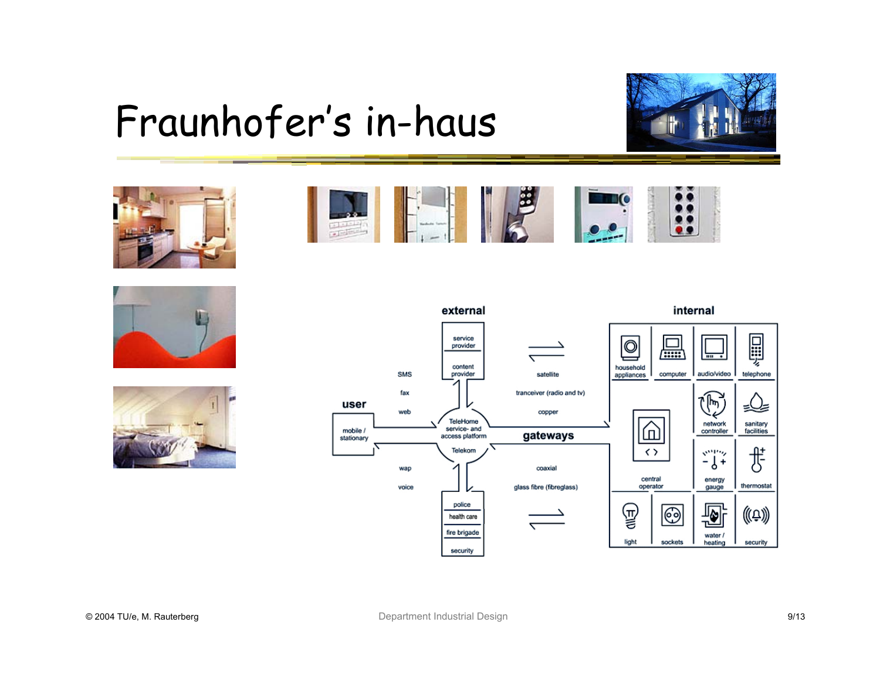# Fraunhofer's in-haus

**external**

service provider

content provider

police

health care

fire brigade

security

**user**

mobile / stationary

SMS

fax

web

wap

voice

TeleHome service- and access platform

Telekom

**gateways**

satellite

tranceiver (radio and tv)

copper

coaxial

glass fibre (fibreglass)

**internal**

household appliances

computer

audio/video

telephone

central operator

network controller

sanitary facilities

energy gauge

thermostat

light

sockets

water / heating

security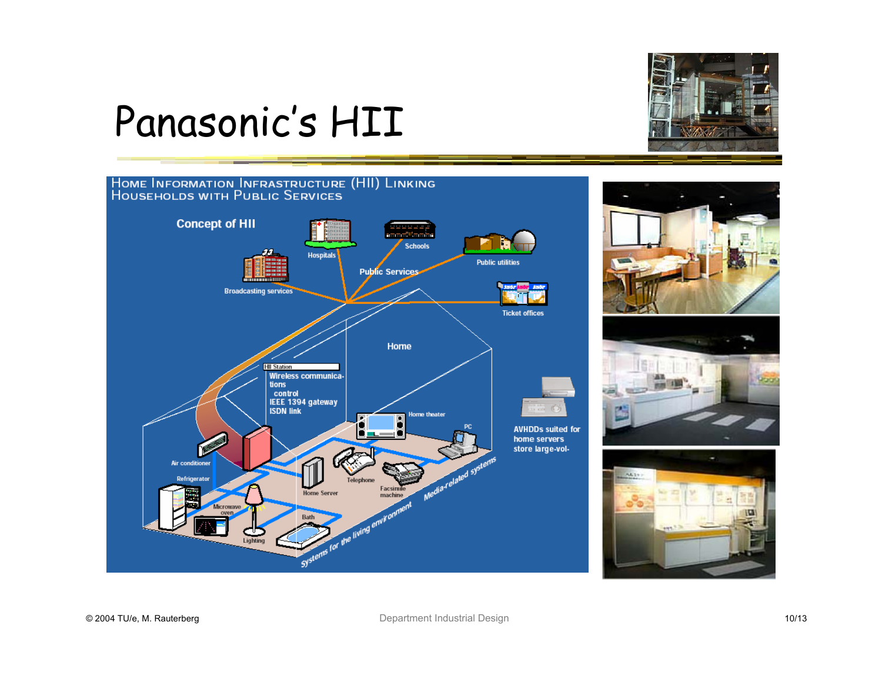# Panasonic's HII

HOME INFORMATION INFRASTRUCTURE (HII) LINKING HOUSEHOLDS WITH PUBLIC SERVICES

**Concept of HII**

Hospitals

Schools

Public Services

Public utilities

Broadcasting services

Ticket offices

Home

HII Station

Wireless communications control

IEEE 1394 gateway

ISDN link

Home theater

PC

AVHDDs suited for home servers store large-vol-

Air conditioner

Refrigerator

Microwave oven

Lighting

Home Server

Telephone

Facsimile machine

Bath

Media-related systems

Systems for the living environment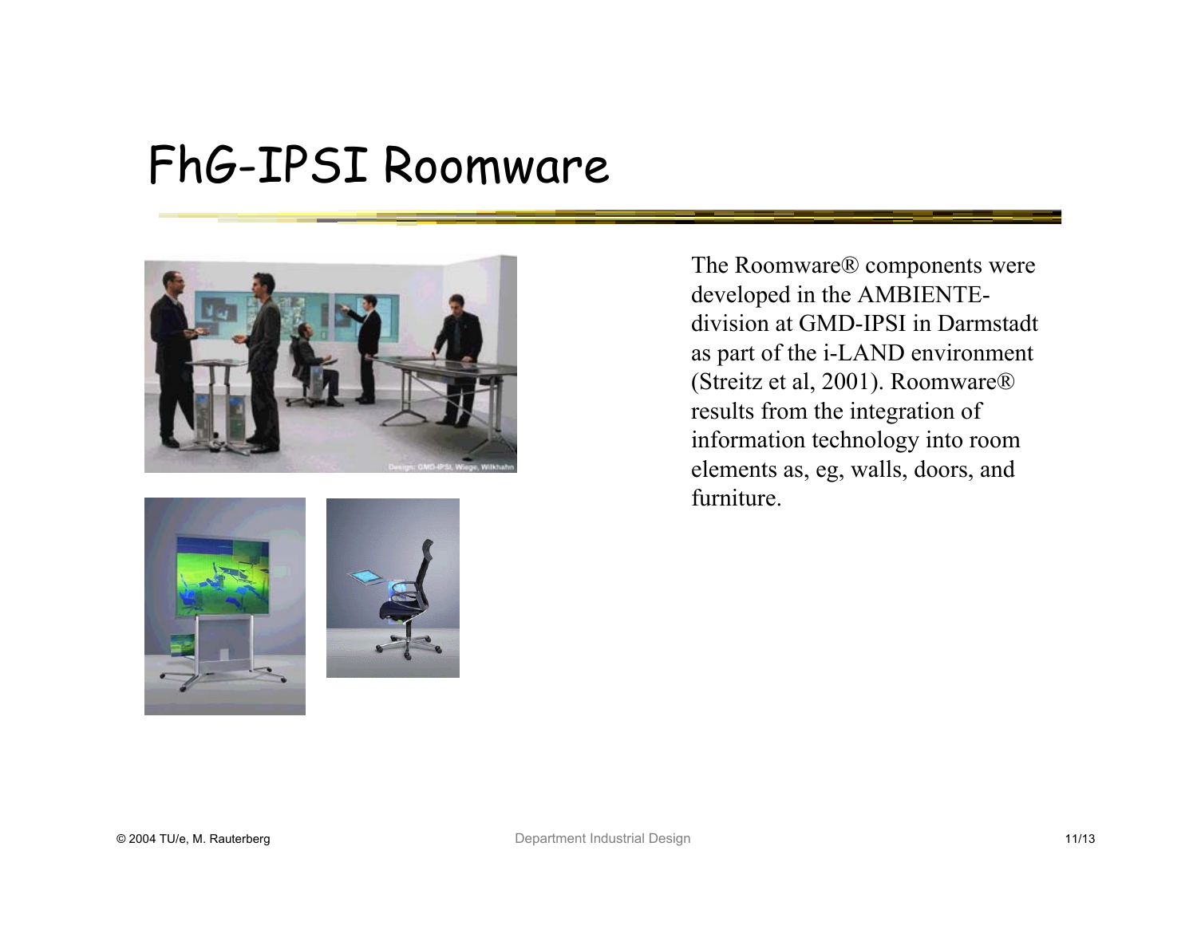# FhG-IPSI Roomware

The Roomware® components were developed in the AMBIENTE-division at GMD-IPSI in Darmstadt as part of the i-LAND environment (Streitz et al, 2001). Roomware® results from the integration of information technology into room elements as, eg, walls, doors, and furniture.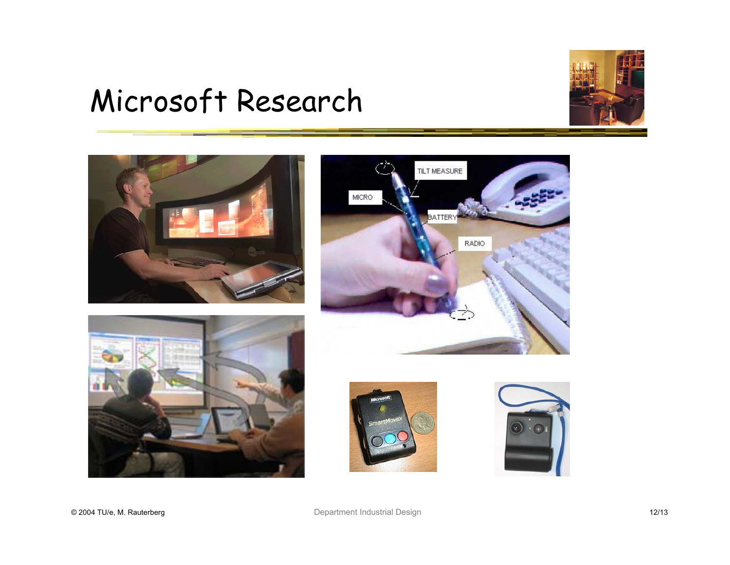# Microsoft Research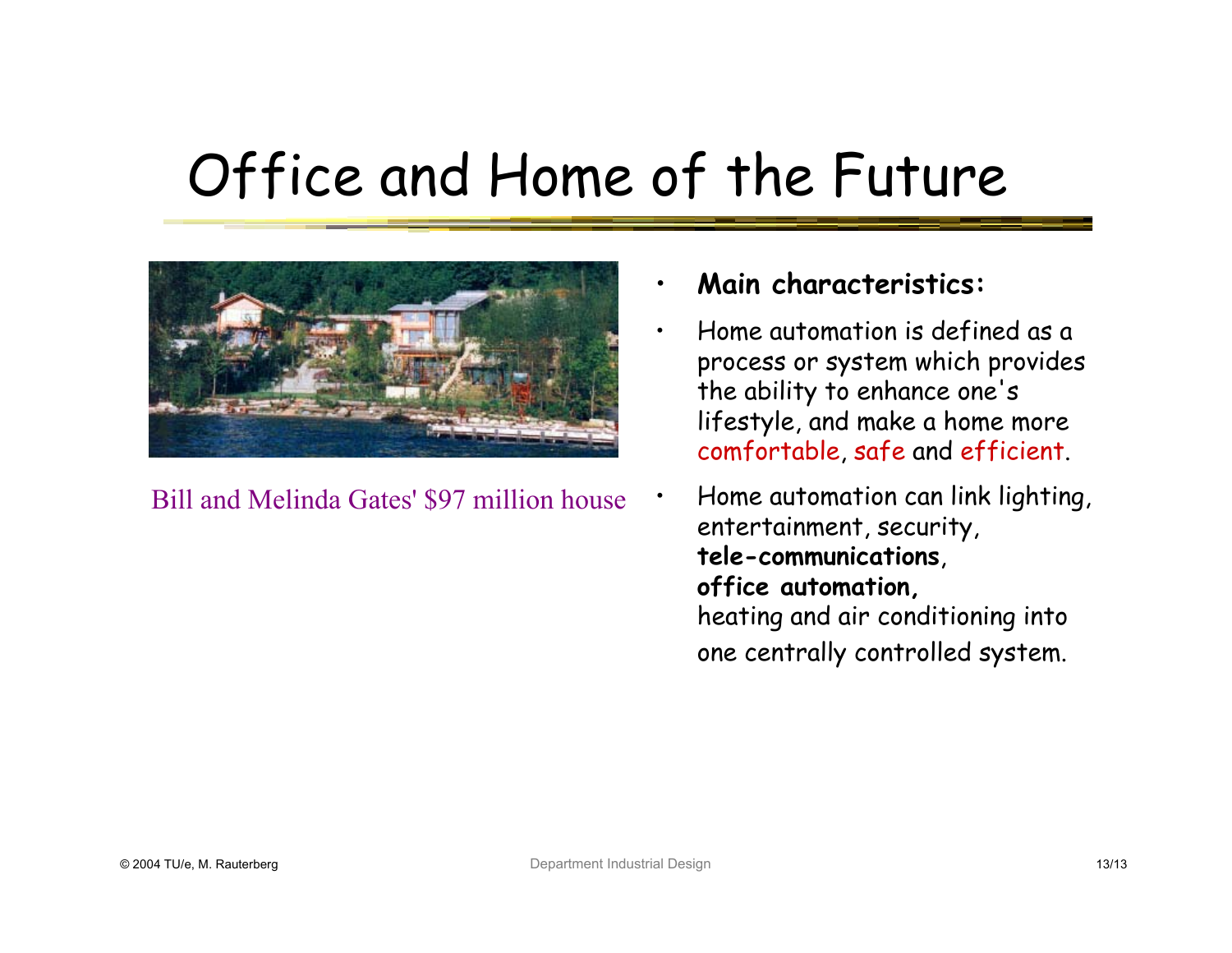# Office and Home of the Future

Bill and Melinda Gates' $97 million house

- **Main characteristics:**
- Home automation is defined as a process or system which provides the ability to enhance one's lifestyle, and make a home more comfortable, safe and efficient.
- Home automation can link lighting, entertainment, security, **tele-communications**, **office automation,** heating and air conditioning into one centrally controlled system.